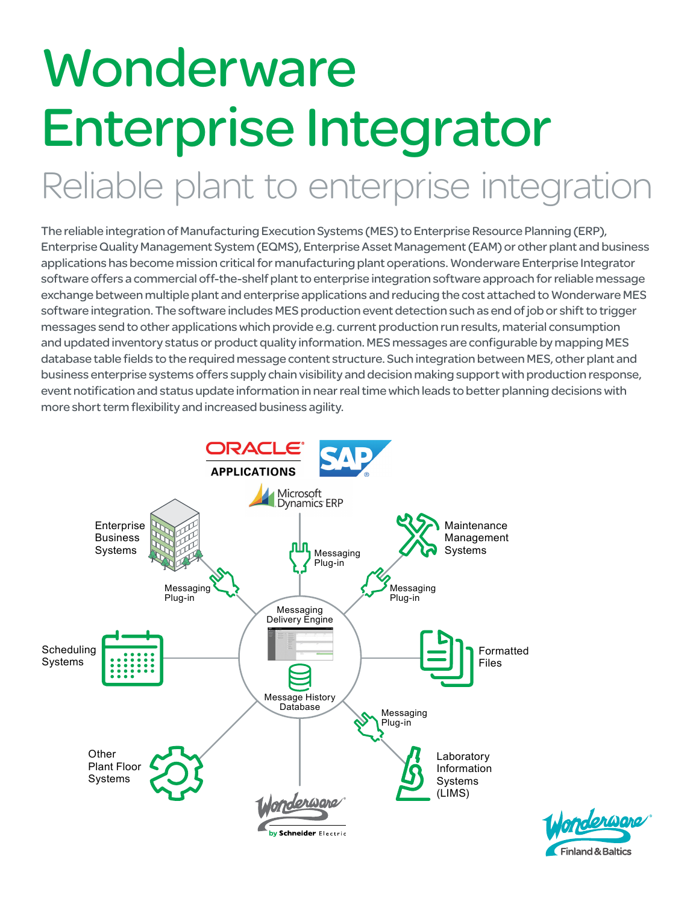# Wonderware Enterprise Integrator

## Reliable plant to enterprise integration

The reliable integration of Manufacturing Execution Systems (MES) to Enterprise Resource Planning (ERP), Enterprise Quality Management System (EQMS), Enterprise Asset Management (EAM) or other plant and business applications has become mission critical for manufacturing plant operations. Wonderware Enterprise Integrator software offers a commercial off-the-shelf plant to enterprise integration software approach for reliable message exchange between multiple plant and enterprise applications and reducing the cost attached to Wonderware MES software integration. The software includes MES production event detection such as end of job or shift to trigger messages send to other applications which provide e.g. current production run results, material consumption and updated inventory status or product quality information. MES messages are configurable by mapping MES database table fields to the required message content structure. Such integration between MES, other plant and business enterprise systems offers supply chain visibility and decision making support with production response, event notification and status update information in near real time which leads to better planning decisions with more short term flexibility and increased business agility.

ORACLE APPLICATIONS
SAP
Microsoft Dynamics ERP

Enterprise Business Systems
Messaging Plug-in
Messaging Plug-in
Maintenance Management Systems
Messaging Plug-in

Messaging Delivery Engine
Message History Database

Scheduling Systems
Formatted Files

Messaging Plug-in
Laboratory Information Systems (LIMS)
Other Plant Floor Systems

Wonderware by Schneider Electric

Wonderware Finland & Baltics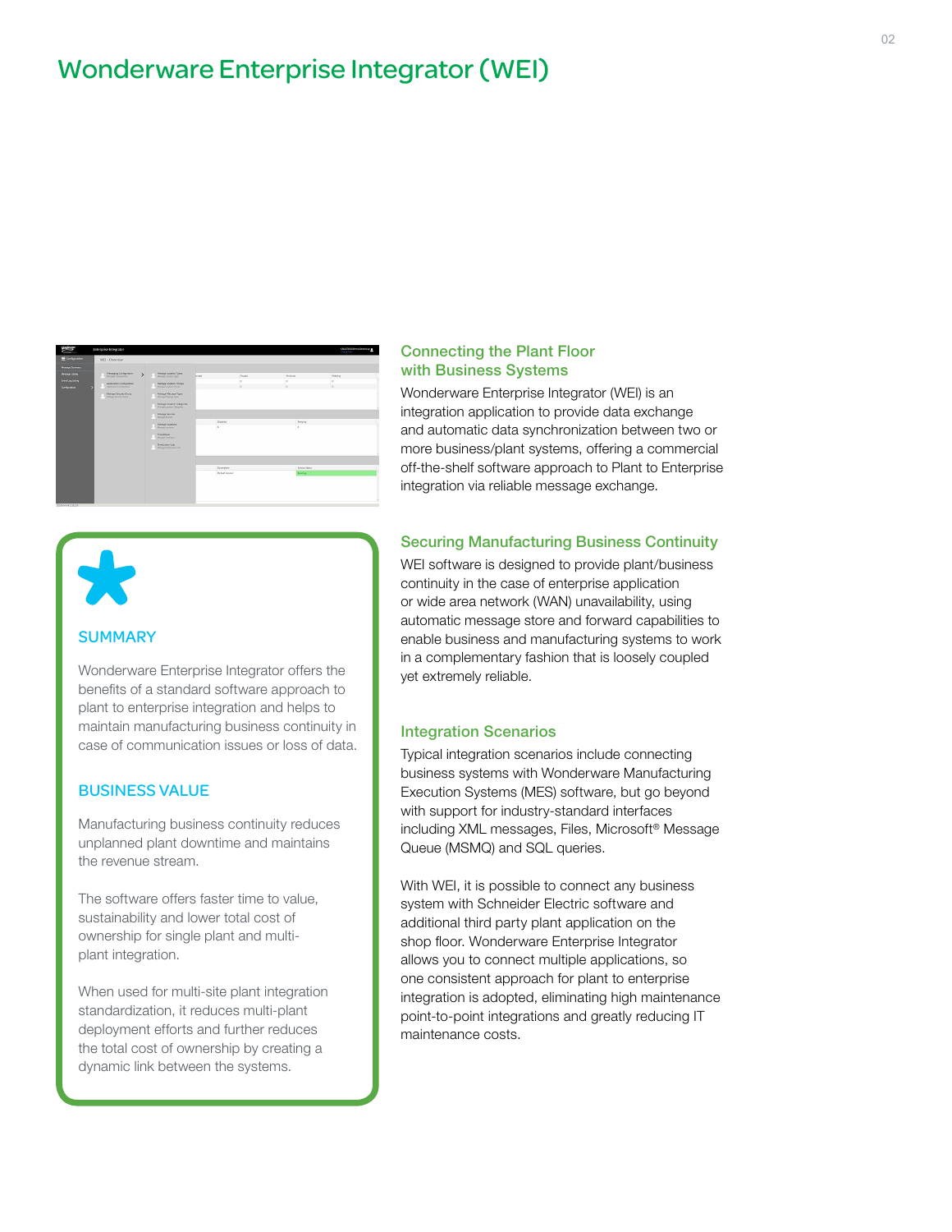# Wonderware Enterprise Integrator (WEI)

## SUMMARY

Wonderware Enterprise Integrator offers the benefits of a standard software approach to plant to enterprise integration and helps to maintain manufacturing business continuity in case of communication issues or loss of data.

## BUSINESS VALUE

Manufacturing business continuity reduces unplanned plant downtime and maintains the revenue stream.

The software offers faster time to value, sustainability and lower total cost of ownership for single plant and multi-plant integration.

When used for multi-site plant integration standardization, it reduces multi-plant deployment efforts and further reduces the total cost of ownership by creating a dynamic link between the systems.

## Connecting the Plant Floor with Business Systems

Wonderware Enterprise Integrator (WEI) is an integration application to provide data exchange and automatic data synchronization between two or more business/plant systems, offering a commercial off-the-shelf software approach to Plant to Enterprise integration via reliable message exchange.

## Securing Manufacturing Business Continuity

WEI software is designed to provide plant/business continuity in the case of enterprise application or wide area network (WAN) unavailability, using automatic message store and forward capabilities to enable business and manufacturing systems to work in a complementary fashion that is loosely coupled yet extremely reliable.

## Integration Scenarios

Typical integration scenarios include connecting business systems with Wonderware Manufacturing Execution Systems (MES) software, but go beyond with support for industry-standard interfaces including XML messages, Files, Microsoft® Message Queue (MSMQ) and SQL queries.

With WEI, it is possible to connect any business system with Schneider Electric software and additional third party plant application on the shop floor. Wonderware Enterprise Integrator allows you to connect multiple applications, so one consistent approach for plant to enterprise integration is adopted, eliminating high maintenance point-to-point integrations and greatly reducing IT maintenance costs.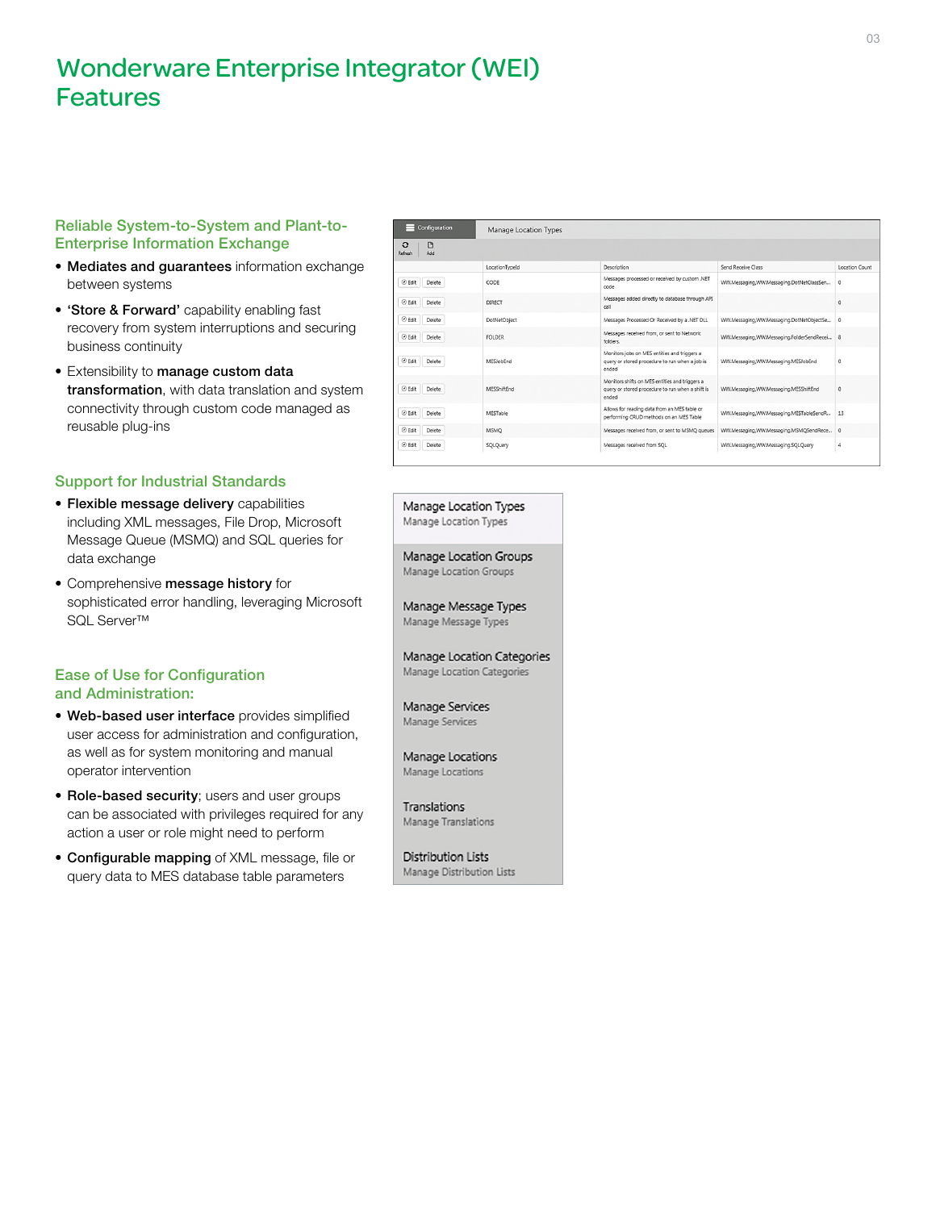# Wonderware Enterprise Integrator (WEI) Features

## Reliable System-to-System and Plant-to-Enterprise Information Exchange

- **Mediates and guarantees** information exchange between systems
- **'Store & Forward'** capability enabling fast recovery from system interruptions and securing business continuity
- Extensibility to **manage custom data transformation**, with data translation and system connectivity through custom code managed as reusable plug-ins

## Support for Industrial Standards

- **Flexible message delivery** capabilities including XML messages, File Drop, Microsoft Message Queue (MSMQ) and SQL queries for data exchange
- Comprehensive **message history** for sophisticated error handling, leveraging Microsoft SQL Server™

## Ease of Use for Configuration and Administration:

- **Web-based user interface** provides simplified user access for administration and configuration, as well as for system monitoring and manual operator intervention
- **Role-based security**; users and user groups can be associated with privileges required for any action a user or role might need to perform
- **Configurable mapping** of XML message, file or query data to MES database table parameters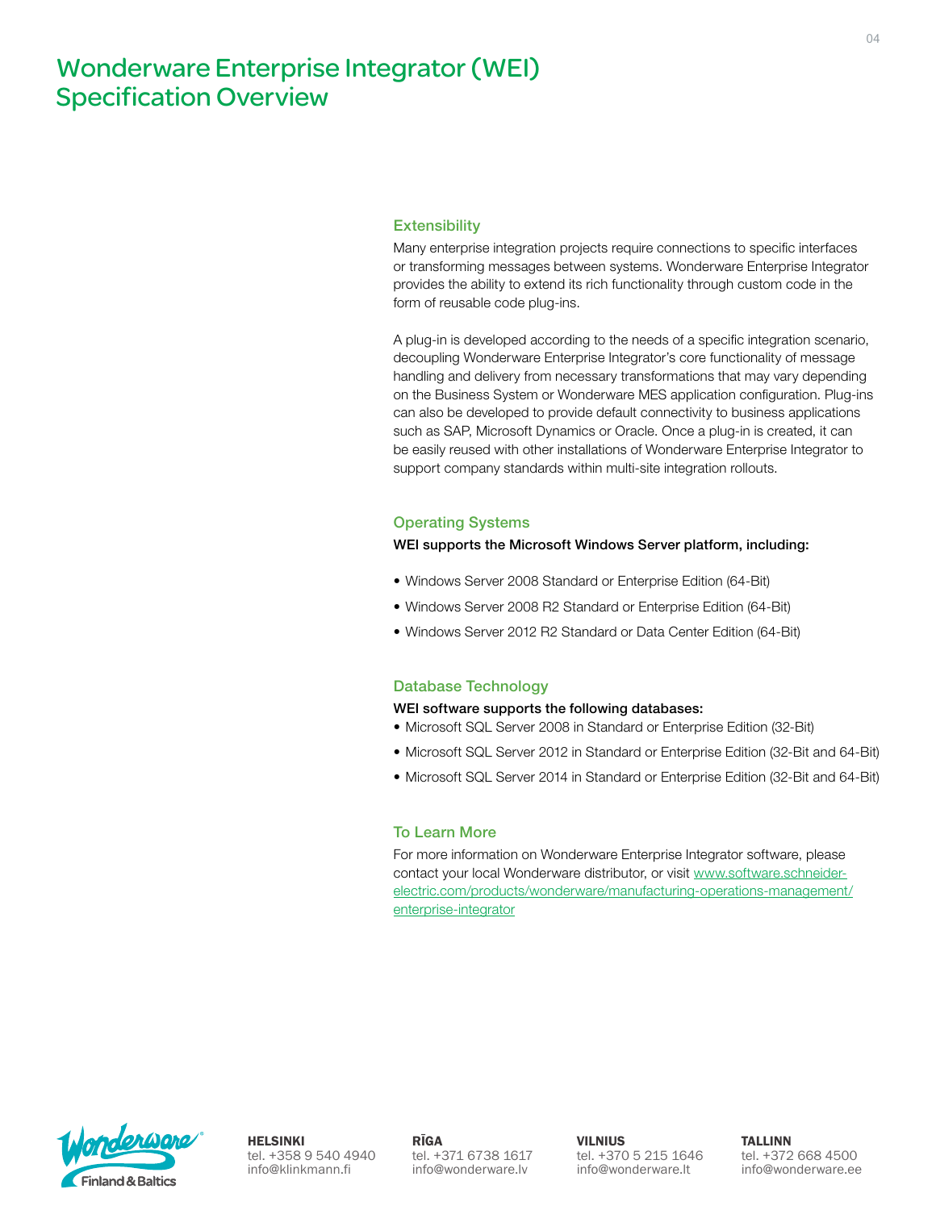# Wonderware Enterprise Integrator (WEI) Specification Overview

## Extensibility

Many enterprise integration projects require connections to specific interfaces or transforming messages between systems. Wonderware Enterprise Integrator provides the ability to extend its rich functionality through custom code in the form of reusable code plug-ins.

A plug-in is developed according to the needs of a specific integration scenario, decoupling Wonderware Enterprise Integrator's core functionality of message handling and delivery from necessary transformations that may vary depending on the Business System or Wonderware MES application configuration. Plug-ins can also be developed to provide default connectivity to business applications such as SAP, Microsoft Dynamics or Oracle. Once a plug-in is created, it can be easily reused with other installations of Wonderware Enterprise Integrator to support company standards within multi-site integration rollouts.

## Operating Systems

**WEI supports the Microsoft Windows Server platform, including:**

- Windows Server 2008 Standard or Enterprise Edition (64-Bit)
- Windows Server 2008 R2 Standard or Enterprise Edition (64-Bit)
- Windows Server 2012 R2 Standard or Data Center Edition (64-Bit)

## Database Technology

**WEI software supports the following databases:**

- Microsoft SQL Server 2008 in Standard or Enterprise Edition (32-Bit)
- Microsoft SQL Server 2012 in Standard or Enterprise Edition (32-Bit and 64-Bit)
- Microsoft SQL Server 2014 in Standard or Enterprise Edition (32-Bit and 64-Bit)

## To Learn More

For more information on Wonderware Enterprise Integrator software, please contact your local Wonderware distributor, or visit www.software.schneider-electric.com/products/wonderware/manufacturing-operations-management/enterprise-integrator

Wonderware Finland & Baltics

**HELSINKI**
tel. +358 9 540 4940
info@klinkmann.fi

**RĪGA**
tel. +371 6738 1617
info@wonderware.lv

**VILNIUS**
tel. +370 5 215 1646
info@wonderware.lt

**TALLINN**
tel. +372 668 4500
info@wonderware.ee